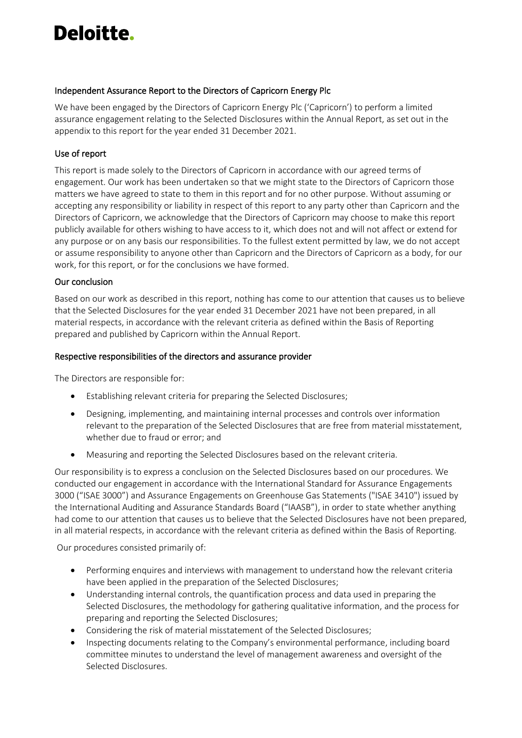# Deloitte.

## Independent Assurance Report to the Directors of Capricorn Energy Plc

We have been engaged by the Directors of Capricorn Energy Plc ('Capricorn') to perform a limited assurance engagement relating to the Selected Disclosures within the Annual Report, as set out in the appendix to this report for the year ended 31 December 2021.

### Use of report

This report is made solely to the Directors of Capricorn in accordance with our agreed terms of engagement. Our work has been undertaken so that we might state to the Directors of Capricorn those matters we have agreed to state to them in this report and for no other purpose. Without assuming or accepting any responsibility or liability in respect of this report to any party other than Capricorn and the Directors of Capricorn, we acknowledge that the Directors of Capricorn may choose to make this report publicly available for others wishing to have access to it, which does not and will not affect or extend for any purpose or on any basis our responsibilities. To the fullest extent permitted by law, we do not accept or assume responsibility to anyone other than Capricorn and the Directors of Capricorn as a body, for our work, for this report, or for the conclusions we have formed.

### Our conclusion

Based on our work as described in this report, nothing has come to our attention that causes us to believe that the Selected Disclosures for the year ended 31 December 2021 have not been prepared, in all material respects, in accordance with the relevant criteria as defined within the Basis of Reporting prepared and published by Capricorn within the Annual Report.

### Respective responsibilities of the directors and assurance provider

The Directors are responsible for:

- Establishing relevant criteria for preparing the Selected Disclosures;
- Designing, implementing, and maintaining internal processes and controls over information relevant to the preparation of the Selected Disclosures that are free from material misstatement, whether due to fraud or error; and
- Measuring and reporting the Selected Disclosures based on the relevant criteria.

Our responsibility is to express a conclusion on the Selected Disclosures based on our procedures. We conducted our engagement in accordance with the International Standard for Assurance Engagements 3000 ("ISAE 3000") and Assurance Engagements on Greenhouse Gas Statements ("ISAE 3410") issued by the International Auditing and Assurance Standards Board ("IAASB"), in order to state whether anything had come to our attention that causes us to believe that the Selected Disclosures have not been prepared, in all material respects, in accordance with the relevant criteria as defined within the Basis of Reporting.

Our procedures consisted primarily of:

- Performing enquires and interviews with management to understand how the relevant criteria have been applied in the preparation of the Selected Disclosures;
- Understanding internal controls, the quantification process and data used in preparing the Selected Disclosures, the methodology for gathering qualitative information, and the process for preparing and reporting the Selected Disclosures;
- Considering the risk of material misstatement of the Selected Disclosures;
- Inspecting documents relating to the Company's environmental performance, including board committee minutes to understand the level of management awareness and oversight of the Selected Disclosures.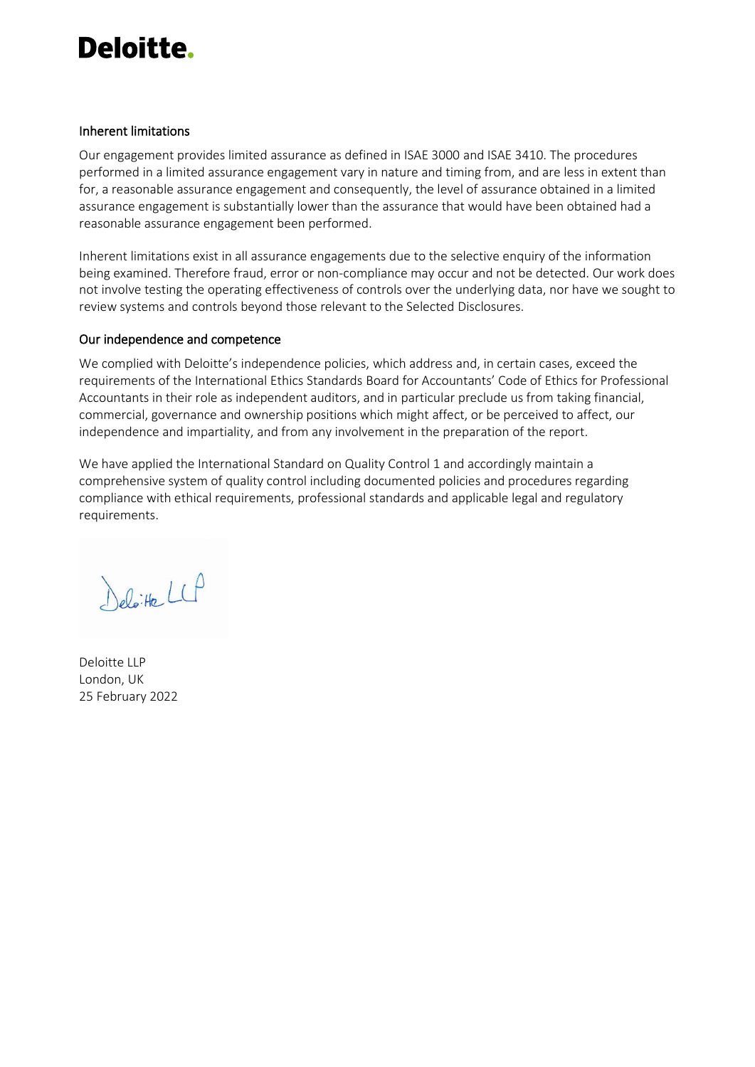## Inherent limitations

Our engagement provides limited assurance as defined in ISAE 3000 and ISAE 3410. The procedures performed in a limited assurance engagement vary in nature and timing from, and are less in extent than for, a reasonable assurance engagement and consequently, the level of assurance obtained in a limited assurance engagement is substantially lower than the assurance that would have been obtained had a reasonable assurance engagement been performed.

Inherent limitations exist in all assurance engagements due to the selective enquiry of the information being examined. Therefore fraud, error or non-compliance may occur and not be detected. Our work does not involve testing the operating effectiveness of controls over the underlying data, nor have we sought to review systems and controls beyond those relevant to the Selected Disclosures.

## Our independence and competence

We complied with Deloitte's independence policies, which address and, in certain cases, exceed the requirements of the International Ethics Standards Board for Accountants' Code of Ethics for Professional Accountants in their role as independent auditors, and in particular preclude us from taking financial, commercial, governance and ownership positions which might affect, or be perceived to affect, our independence and impartiality, and from any involvement in the preparation of the report.

We have applied the International Standard on Quality Control 1 and accordingly maintain a comprehensive system of quality control including documented policies and procedures regarding compliance with ethical requirements, professional standards and applicable legal and regulatory requirements.

Deloitte LLP

Deloitte LLP
London, UK
25 February 2022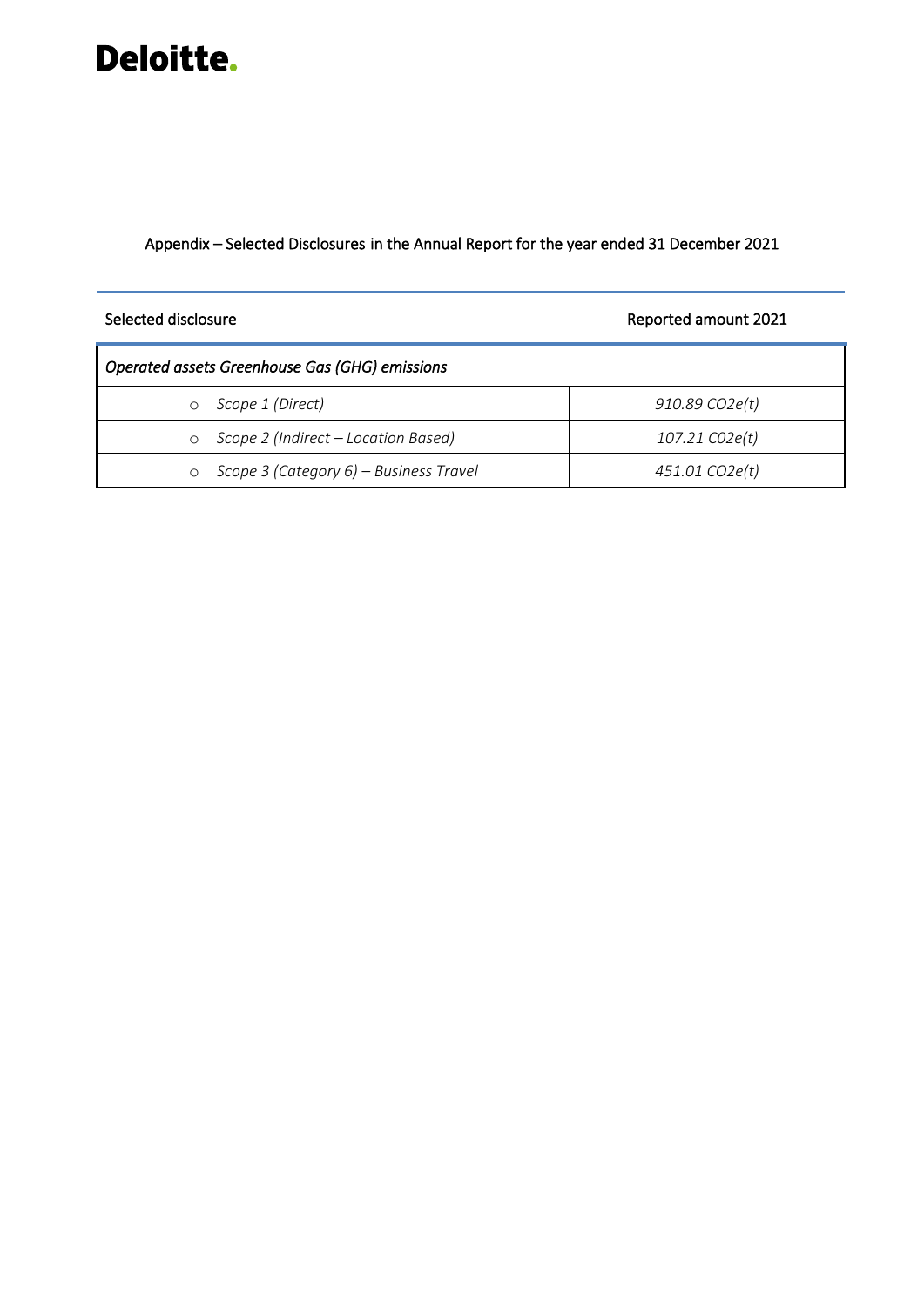**Deloitte.**

Appendix – Selected Disclosures in the Annual Report for the year ended 31 December 2021

| Selected disclosure | Reported amount 2021 |
| --- | --- |
| *Operated assets Greenhouse Gas (GHG) emissions* | |
| ○ *Scope 1 (Direct)* | *910.89 CO2e(t)* |
| ○ *Scope 2 (Indirect – Location Based)* | *107.21 C02e(t)* |
| ○ *Scope 3 (Category 6) – Business Travel* | *451.01 CO2e(t)* |